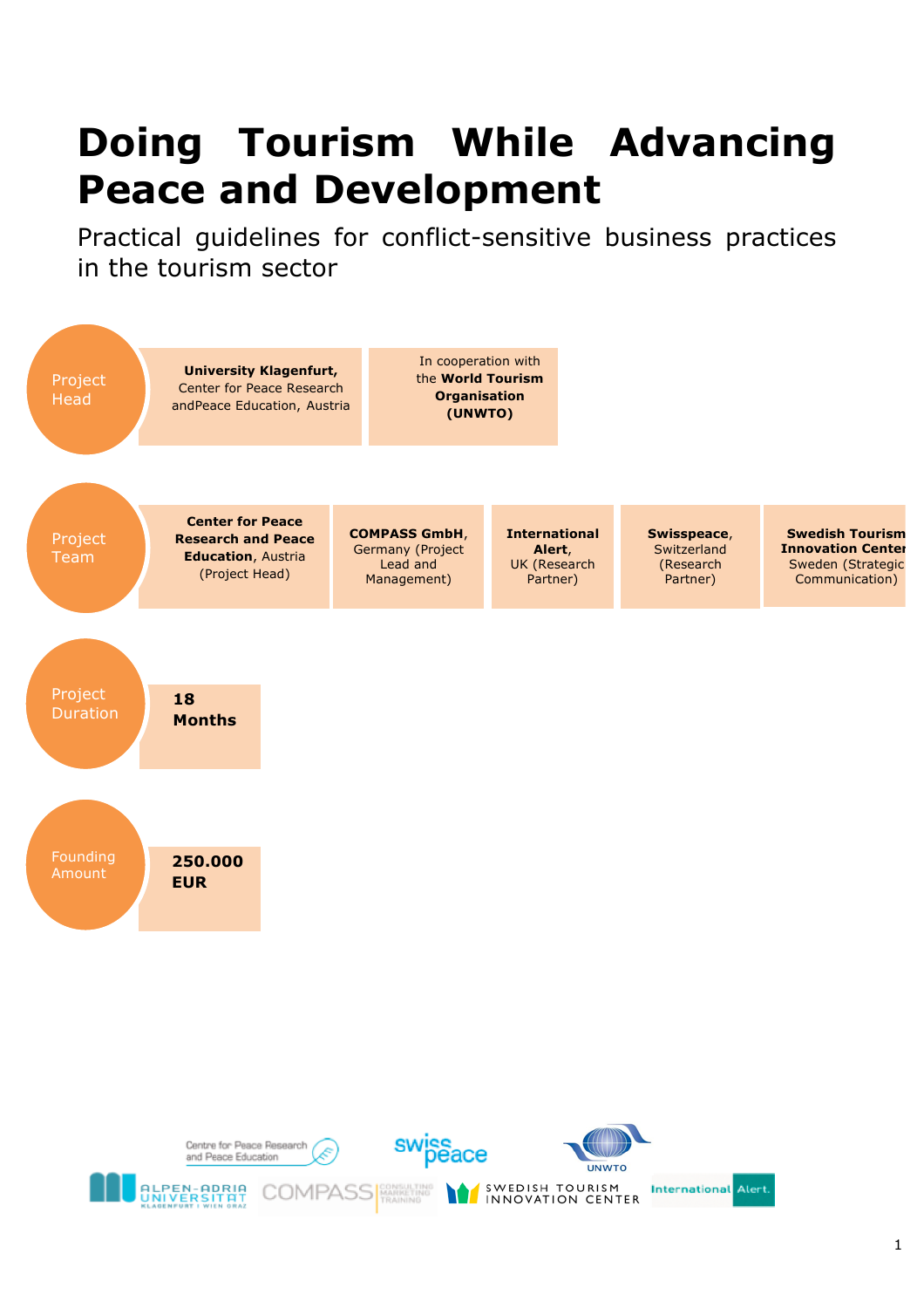# Doing Tourism While Advancing Peace and Development

Practical guidelines for conflict-sensitive business practices in the tourism sector

**Project Head**

- **University Klagenfurt,** Center for Peace Research andPeace Education, Austria
- In cooperation with the **World Tourism Organisation (UNWTO)**

**Project Team**

- **Center for Peace Research and Peace Education**, Austria (Project Head)
- **COMPASS GmbH**, Germany (Project Lead and Management)
- **International Alert**, UK (Research Partner)
- **Swisspeace**, Switzerland (Research Partner)
- **Swedish Tourism Innovation Center** Sweden (Strategic Communication)

**Project Duration**

**18 Months**

**Founding Amount**

**250.000 EUR**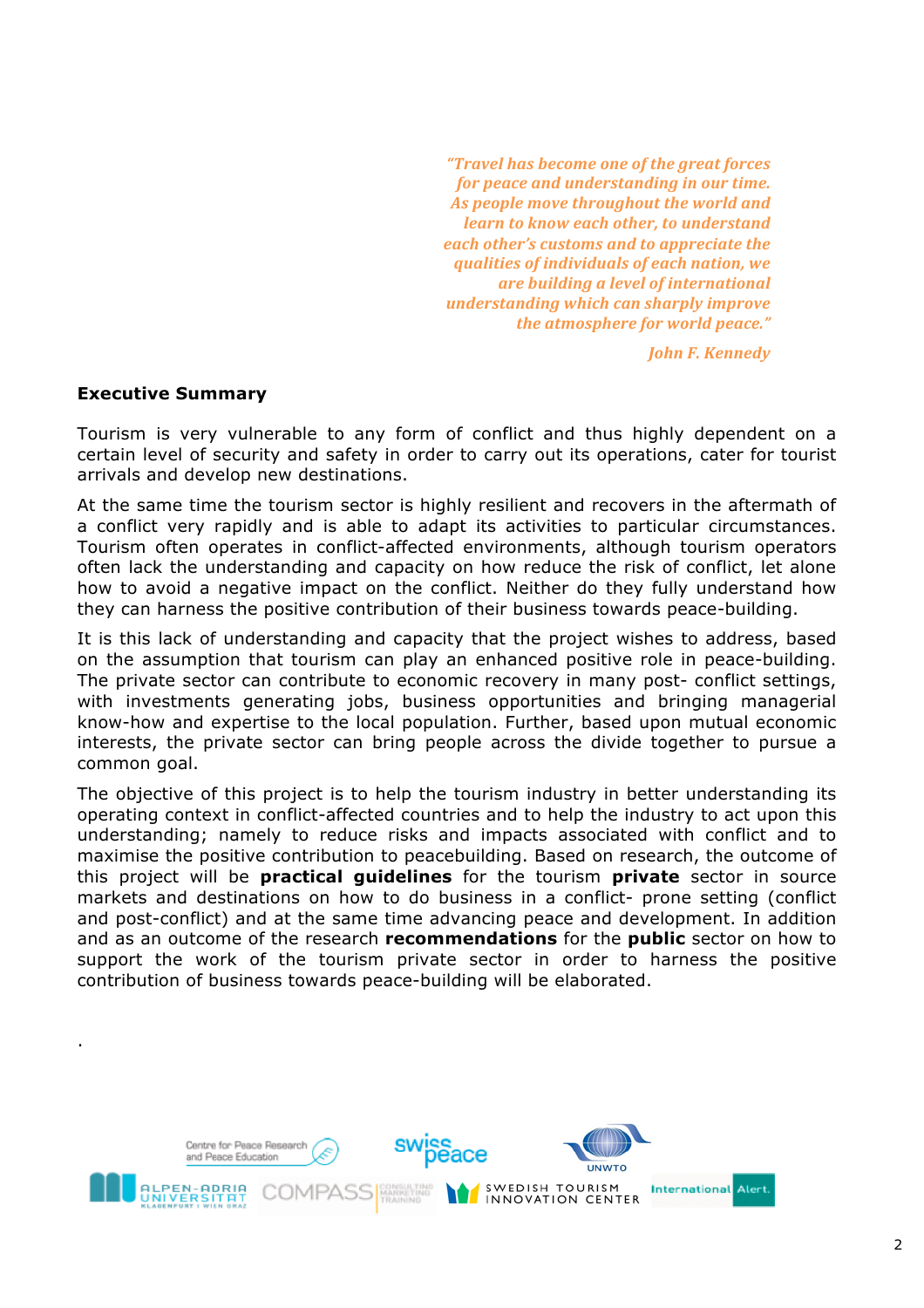*"Travel has become one of the great forces for peace and understanding in our time. As people move throughout the world and learn to know each other, to understand each other's customs and to appreciate the qualities of individuals of each nation, we are building a level of international understanding which can sharply improve the atmosphere for world peace."*

*John F. Kennedy*

**Executive Summary**

Tourism is very vulnerable to any form of conflict and thus highly dependent on a certain level of security and safety in order to carry out its operations, cater for tourist arrivals and develop new destinations.

At the same time the tourism sector is highly resilient and recovers in the aftermath of a conflict very rapidly and is able to adapt its activities to particular circumstances. Tourism often operates in conflict-affected environments, although tourism operators often lack the understanding and capacity on how reduce the risk of conflict, let alone how to avoid a negative impact on the conflict. Neither do they fully understand how they can harness the positive contribution of their business towards peace-building.

It is this lack of understanding and capacity that the project wishes to address, based on the assumption that tourism can play an enhanced positive role in peace-building. The private sector can contribute to economic recovery in many post- conflict settings, with investments generating jobs, business opportunities and bringing managerial know-how and expertise to the local population. Further, based upon mutual economic interests, the private sector can bring people across the divide together to pursue a common goal.

The objective of this project is to help the tourism industry in better understanding its operating context in conflict-affected countries and to help the industry to act upon this understanding; namely to reduce risks and impacts associated with conflict and to maximise the positive contribution to peacebuilding. Based on research, the outcome of this project will be **practical guidelines** for the tourism **private** sector in source markets and destinations on how to do business in a conflict- prone setting (conflict and post-conflict) and at the same time advancing peace and development. In addition and as an outcome of the research **recommendations** for the **public** sector on how to support the work of the tourism private sector in order to harness the positive contribution of business towards peace-building will be elaborated.

.

Centre for Peace Research and Peace Education | swisspeace | UNWTO | Alpen-Adria Universität Klagenfurt | Wien Graz | COMPASS Consulting Marketing Training | Swedish Tourism Innovation Center | International Alert.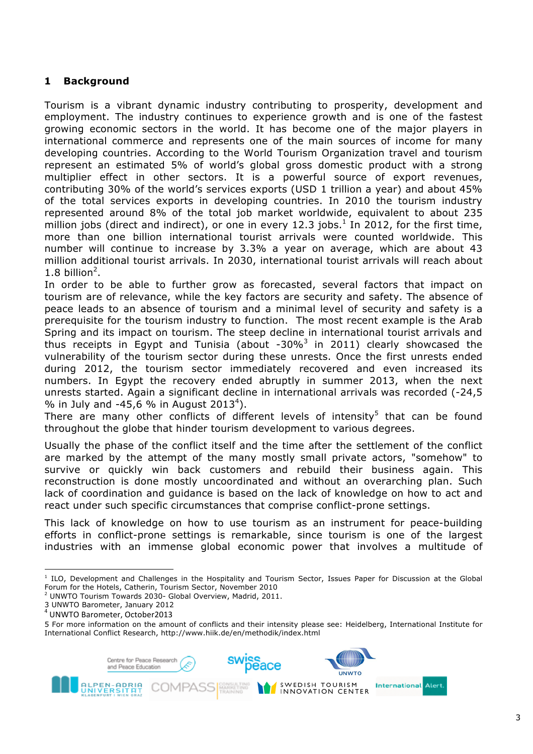## 1 Background

Tourism is a vibrant dynamic industry contributing to prosperity, development and employment. The industry continues to experience growth and is one of the fastest growing economic sectors in the world. It has become one of the major players in international commerce and represents one of the main sources of income for many developing countries. According to the World Tourism Organization travel and tourism represent an estimated 5% of world's global gross domestic product with a strong multiplier effect in other sectors. It is a powerful source of export revenues, contributing 30% of the world's services exports (USD 1 trillion a year) and about 45% of the total services exports in developing countries. In 2010 the tourism industry represented around 8% of the total job market worldwide, equivalent to about 235 million jobs (direct and indirect), or one in every 12.3 jobs.[1] In 2012, for the first time, more than one billion international tourist arrivals were counted worldwide. This number will continue to increase by 3.3% a year on average, which are about 43 million additional tourist arrivals. In 2030, international tourist arrivals will reach about 1.8 billion[2].

In order to be able to further grow as forecasted, several factors that impact on tourism are of relevance, while the key factors are security and safety. The absence of peace leads to an absence of tourism and a minimal level of security and safety is a prerequisite for the tourism industry to function. The most recent example is the Arab Spring and its impact on tourism. The steep decline in international tourist arrivals and thus receipts in Egypt and Tunisia (about -30%[3] in 2011) clearly showcased the vulnerability of the tourism sector during these unrests. Once the first unrests ended during 2012, the tourism sector immediately recovered and even increased its numbers. In Egypt the recovery ended abruptly in summer 2013, when the next unrests started. Again a significant decline in international arrivals was recorded (-24,5 % in July and -45,6 % in August 2013[4]).

There are many other conflicts of different levels of intensity[5] that can be found throughout the globe that hinder tourism development to various degrees.

Usually the phase of the conflict itself and the time after the settlement of the conflict are marked by the attempt of the many mostly small private actors, "somehow" to survive or quickly win back customers and rebuild their business again. This reconstruction is done mostly uncoordinated and without an overarching plan. Such lack of coordination and guidance is based on the lack of knowledge on how to act and react under such specific circumstances that comprise conflict-prone settings.

This lack of knowledge on how to use tourism as an instrument for peace-building efforts in conflict-prone settings is remarkable, since tourism is one of the largest industries with an immense global economic power that involves a multitude of

---

[1] ILO, Development and Challenges in the Hospitality and Tourism Sector, Issues Paper for Discussion at the Global Forum for the Hotels, Catherin, Tourism Sector, November 2010

[2] UNWTO Tourism Towards 2030- Global Overview, Madrid, 2011.

[3] UNWTO Barometer, January 2012

[4] UNWTO Barometer, October2013

[5] For more information on the amount of conflicts and their intensity please see: Heidelberg, International Institute for International Conflict Research, http://www.hiik.de/en/methodik/index.html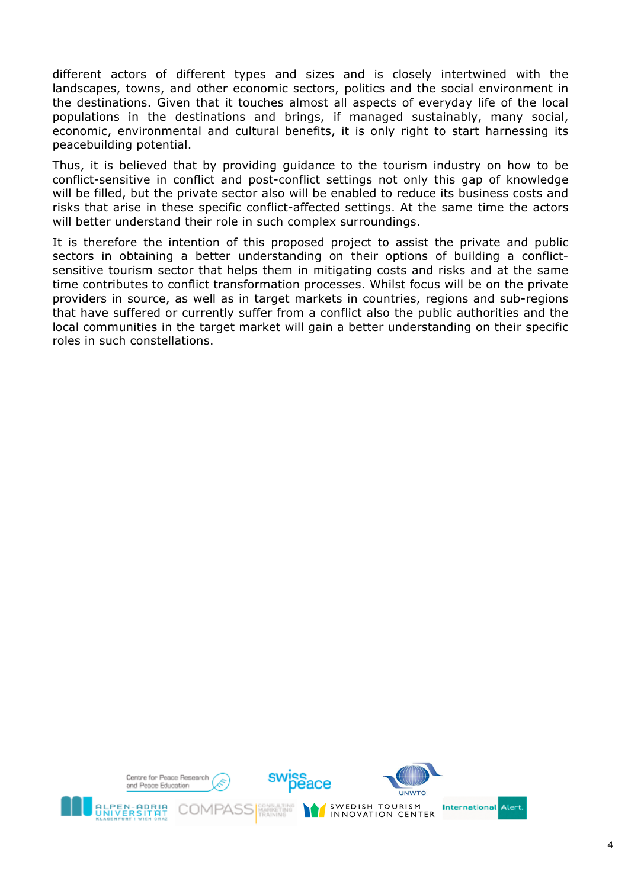different actors of different types and sizes and is closely intertwined with the landscapes, towns, and other economic sectors, politics and the social environment in the destinations. Given that it touches almost all aspects of everyday life of the local populations in the destinations and brings, if managed sustainably, many social, economic, environmental and cultural benefits, it is only right to start harnessing its peacebuilding potential.

Thus, it is believed that by providing guidance to the tourism industry on how to be conflict-sensitive in conflict and post-conflict settings not only this gap of knowledge will be filled, but the private sector also will be enabled to reduce its business costs and risks that arise in these specific conflict-affected settings. At the same time the actors will better understand their role in such complex surroundings.

It is therefore the intention of this proposed project to assist the private and public sectors in obtaining a better understanding on their options of building a conflict-sensitive tourism sector that helps them in mitigating costs and risks and at the same time contributes to conflict transformation processes. Whilst focus will be on the private providers in source, as well as in target markets in countries, regions and sub-regions that have suffered or currently suffer from a conflict also the public authorities and the local communities in the target market will gain a better understanding on their specific roles in such constellations.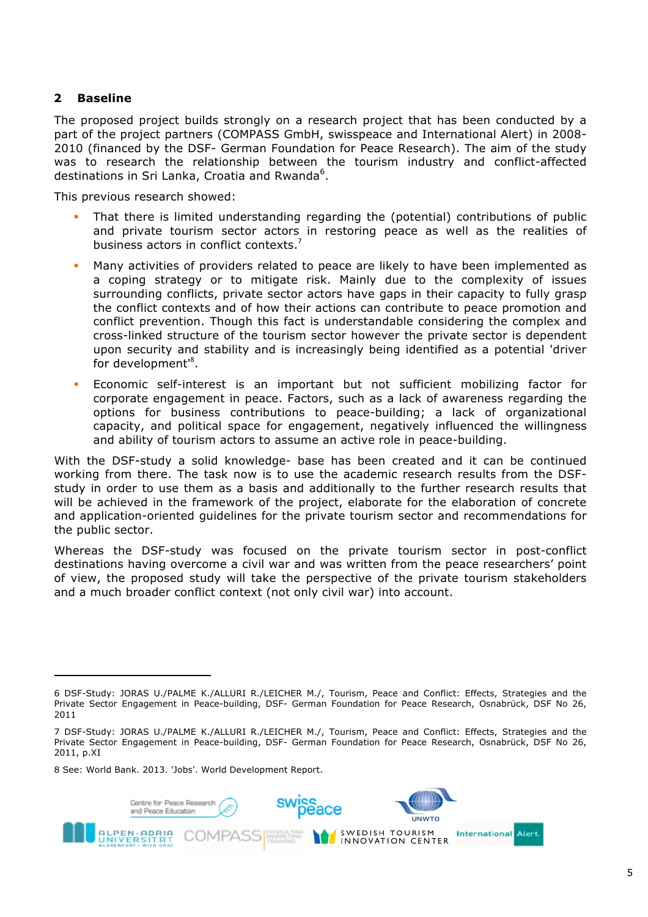## 2 Baseline

The proposed project builds strongly on a research project that has been conducted by a part of the project partners (COMPASS GmbH, swisspeace and International Alert) in 2008-2010 (financed by the DSF- German Foundation for Peace Research). The aim of the study was to research the relationship between the tourism industry and conflict-affected destinations in Sri Lanka, Croatia and Rwanda[6].

This previous research showed:

- That there is limited understanding regarding the (potential) contributions of public and private tourism sector actors in restoring peace as well as the realities of business actors in conflict contexts.[7]
- Many activities of providers related to peace are likely to have been implemented as a coping strategy or to mitigate risk. Mainly due to the complexity of issues surrounding conflicts, private sector actors have gaps in their capacity to fully grasp the conflict contexts and of how their actions can contribute to peace promotion and conflict prevention. Though this fact is understandable considering the complex and cross-linked structure of the tourism sector however the private sector is dependent upon security and stability and is increasingly being identified as a potential 'driver for development'[8].
- Economic self-interest is an important but not sufficient mobilizing factor for corporate engagement in peace. Factors, such as a lack of awareness regarding the options for business contributions to peace-building; a lack of organizational capacity, and political space for engagement, negatively influenced the willingness and ability of tourism actors to assume an active role in peace-building.

With the DSF-study a solid knowledge- base has been created and it can be continued working from there. The task now is to use the academic research results from the DSF-study in order to use them as a basis and additionally to the further research results that will be achieved in the framework of the project, elaborate for the elaboration of concrete and application-oriented guidelines for the private tourism sector and recommendations for the public sector.

Whereas the DSF-study was focused on the private tourism sector in post-conflict destinations having overcome a civil war and was written from the peace researchers' point of view, the proposed study will take the perspective of the private tourism stakeholders and a much broader conflict context (not only civil war) into account.

---

6 DSF-Study: JORAS U./PALME K./ALLURI R./LEICHER M./, Tourism, Peace and Conflict: Effects, Strategies and the Private Sector Engagement in Peace-building, DSF- German Foundation for Peace Research, Osnabrück, DSF No 26, 2011

7 DSF-Study: JORAS U./PALME K./ALLURI R./LEICHER M./, Tourism, Peace and Conflict: Effects, Strategies and the Private Sector Engagement in Peace-building, DSF- German Foundation for Peace Research, Osnabrück, DSF No 26, 2011, p.XI

8 See: World Bank. 2013. 'Jobs'. World Development Report.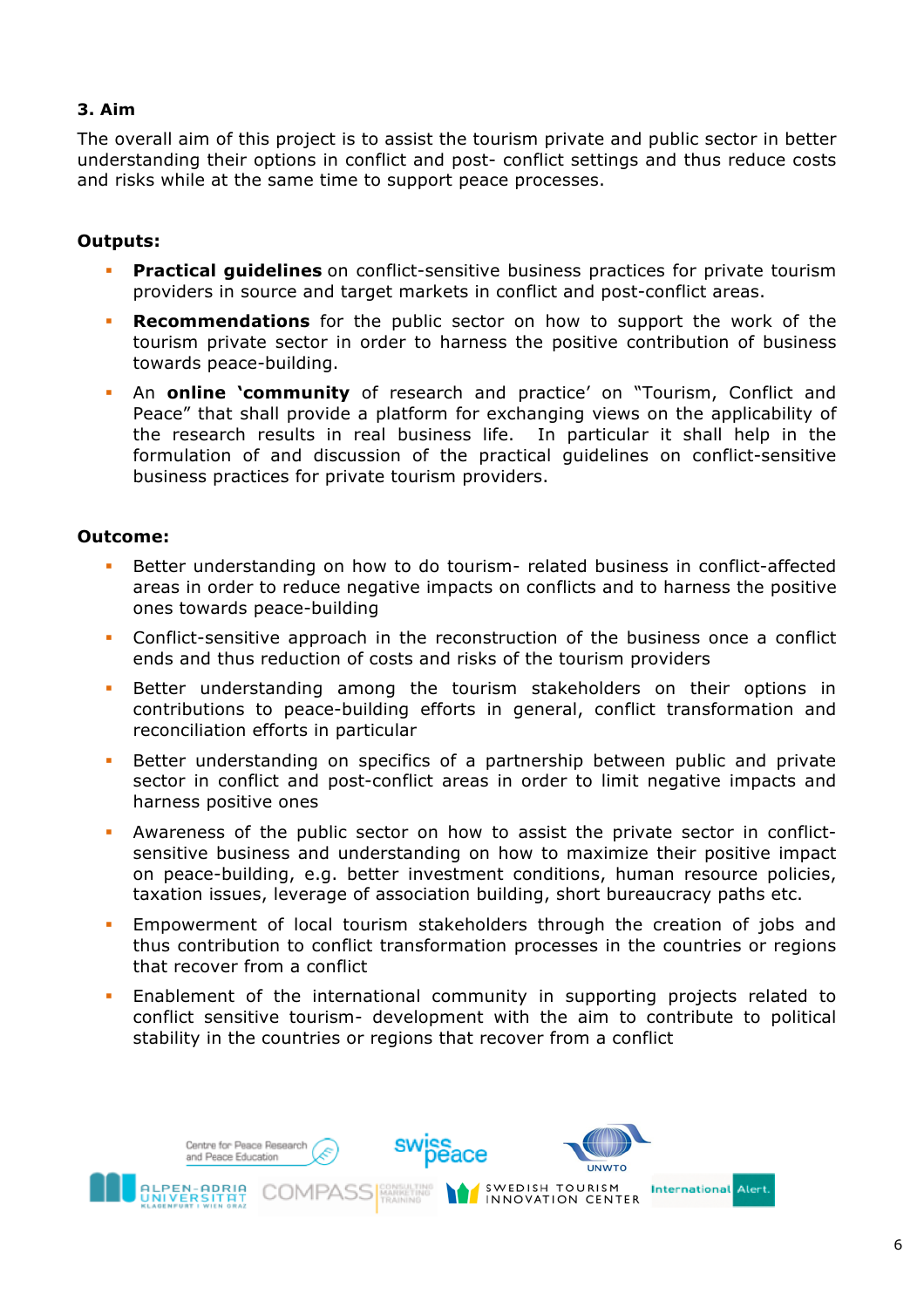### 3. Aim

The overall aim of this project is to assist the tourism private and public sector in better understanding their options in conflict and post- conflict settings and thus reduce costs and risks while at the same time to support peace processes.

**Outputs:**

- **Practical guidelines** on conflict-sensitive business practices for private tourism providers in source and target markets in conflict and post-conflict areas.
- **Recommendations** for the public sector on how to support the work of the tourism private sector in order to harness the positive contribution of business towards peace-building.
- An **online 'community** of research and practice' on "Tourism, Conflict and Peace" that shall provide a platform for exchanging views on the applicability of the research results in real business life. In particular it shall help in the formulation of and discussion of the practical guidelines on conflict-sensitive business practices for private tourism providers.

**Outcome:**

- Better understanding on how to do tourism- related business in conflict-affected areas in order to reduce negative impacts on conflicts and to harness the positive ones towards peace-building
- Conflict-sensitive approach in the reconstruction of the business once a conflict ends and thus reduction of costs and risks of the tourism providers
- Better understanding among the tourism stakeholders on their options in contributions to peace-building efforts in general, conflict transformation and reconciliation efforts in particular
- Better understanding on specifics of a partnership between public and private sector in conflict and post-conflict areas in order to limit negative impacts and harness positive ones
- Awareness of the public sector on how to assist the private sector in conflict-sensitive business and understanding on how to maximize their positive impact on peace-building, e.g. better investment conditions, human resource policies, taxation issues, leverage of association building, short bureaucracy paths etc.
- Empowerment of local tourism stakeholders through the creation of jobs and thus contribution to conflict transformation processes in the countries or regions that recover from a conflict
- Enablement of the international community in supporting projects related to conflict sensitive tourism- development with the aim to contribute to political stability in the countries or regions that recover from a conflict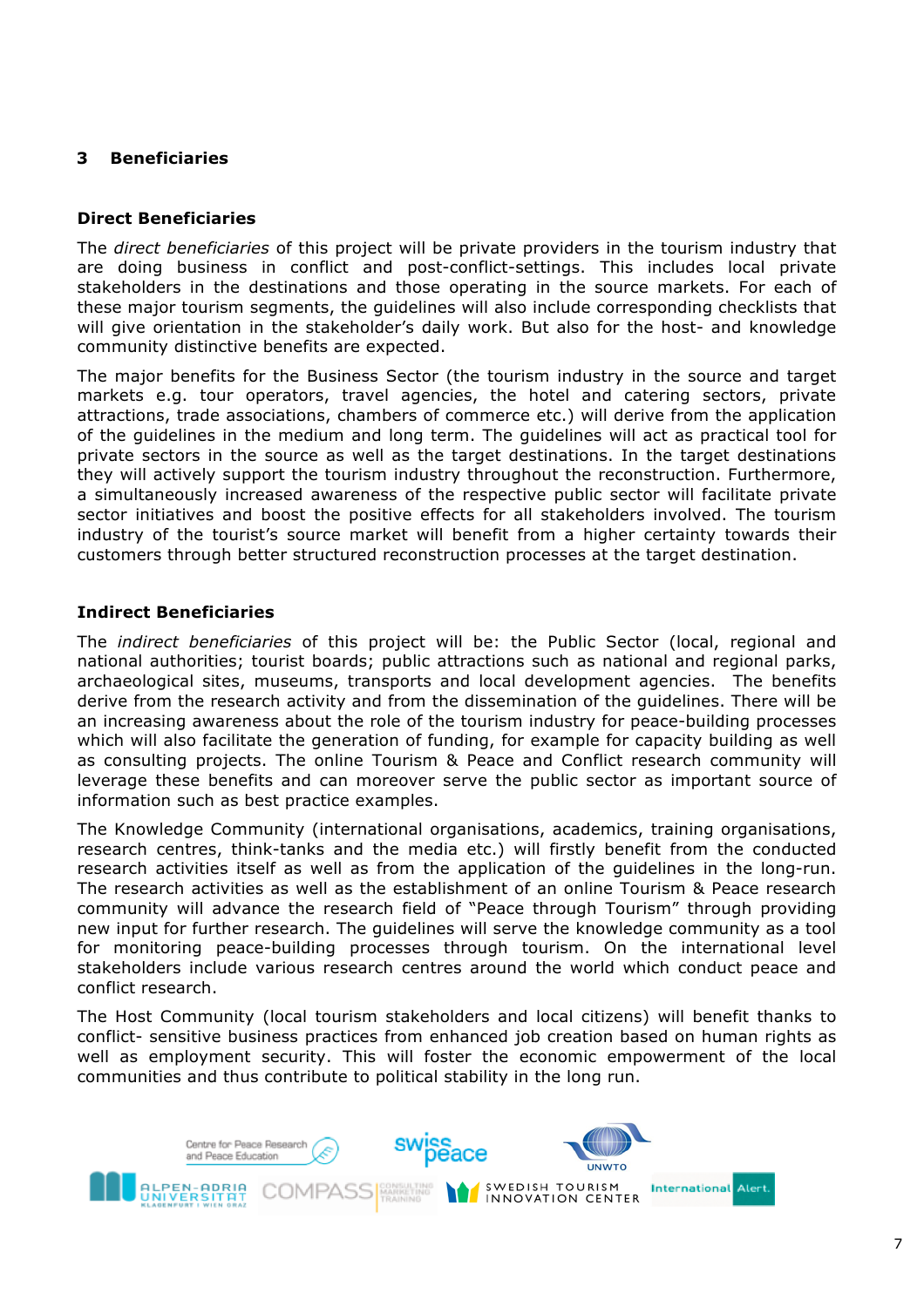## 3 Beneficiaries

### Direct Beneficiaries

The *direct beneficiaries* of this project will be private providers in the tourism industry that are doing business in conflict and post-conflict-settings. This includes local private stakeholders in the destinations and those operating in the source markets. For each of these major tourism segments, the guidelines will also include corresponding checklists that will give orientation in the stakeholder's daily work. But also for the host- and knowledge community distinctive benefits are expected.

The major benefits for the Business Sector (the tourism industry in the source and target markets e.g. tour operators, travel agencies, the hotel and catering sectors, private attractions, trade associations, chambers of commerce etc.) will derive from the application of the guidelines in the medium and long term. The guidelines will act as practical tool for private sectors in the source as well as the target destinations. In the target destinations they will actively support the tourism industry throughout the reconstruction. Furthermore, a simultaneously increased awareness of the respective public sector will facilitate private sector initiatives and boost the positive effects for all stakeholders involved. The tourism industry of the tourist's source market will benefit from a higher certainty towards their customers through better structured reconstruction processes at the target destination.

### Indirect Beneficiaries

The *indirect beneficiaries* of this project will be: the Public Sector (local, regional and national authorities; tourist boards; public attractions such as national and regional parks, archaeological sites, museums, transports and local development agencies. The benefits derive from the research activity and from the dissemination of the guidelines. There will be an increasing awareness about the role of the tourism industry for peace-building processes which will also facilitate the generation of funding, for example for capacity building as well as consulting projects. The online Tourism & Peace and Conflict research community will leverage these benefits and can moreover serve the public sector as important source of information such as best practice examples.

The Knowledge Community (international organisations, academics, training organisations, research centres, think-tanks and the media etc.) will firstly benefit from the conducted research activities itself as well as from the application of the guidelines in the long-run. The research activities as well as the establishment of an online Tourism & Peace research community will advance the research field of "Peace through Tourism" through providing new input for further research. The guidelines will serve the knowledge community as a tool for monitoring peace-building processes through tourism. On the international level stakeholders include various research centres around the world which conduct peace and conflict research.

The Host Community (local tourism stakeholders and local citizens) will benefit thanks to conflict- sensitive business practices from enhanced job creation based on human rights as well as employment security. This will foster the economic empowerment of the local communities and thus contribute to political stability in the long run.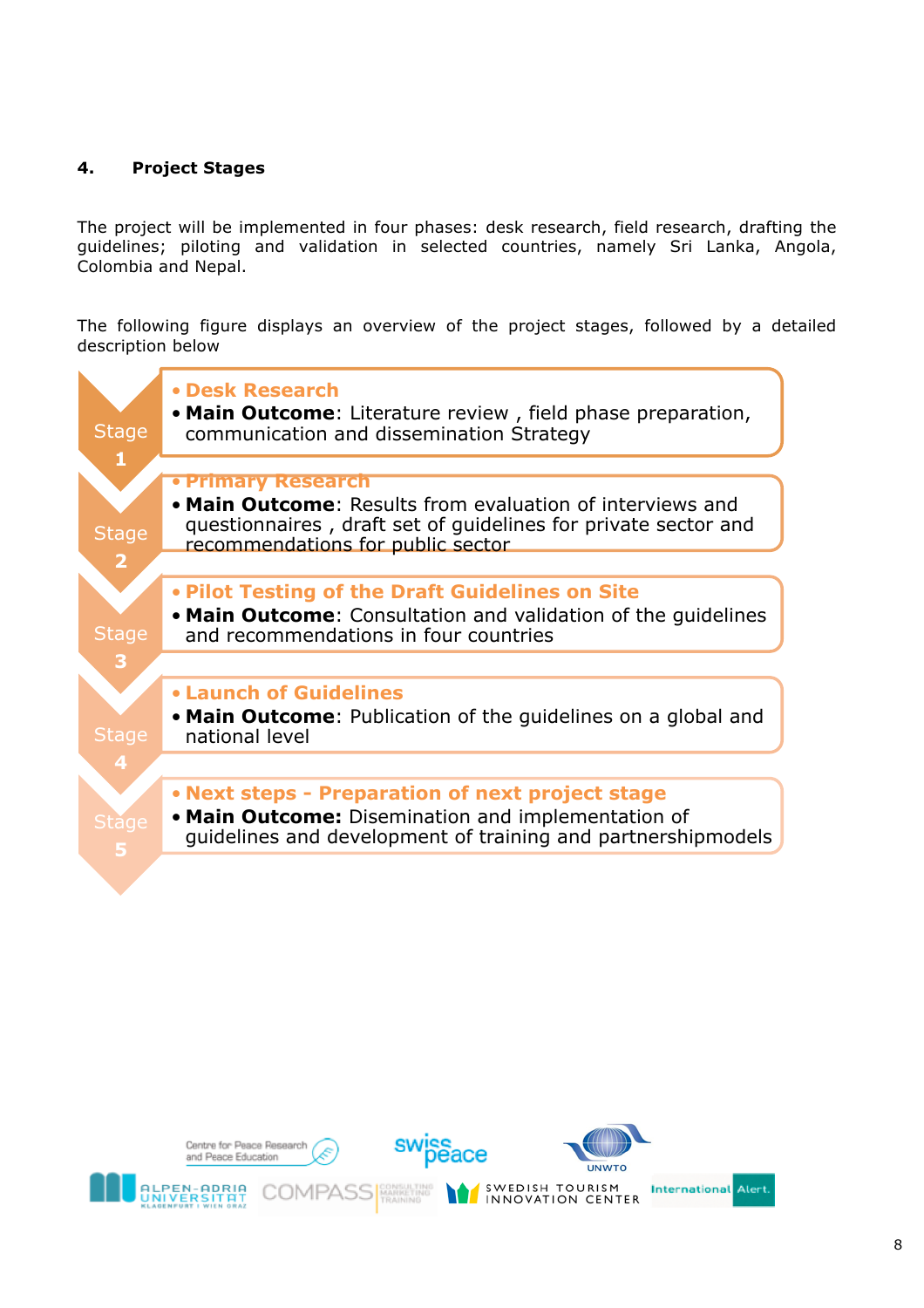## 4. Project Stages

The project will be implemented in four phases: desk research, field research, drafting the guidelines; piloting and validation in selected countries, namely Sri Lanka, Angola, Colombia and Nepal.

The following figure displays an overview of the project stages, followed by a detailed description below

**Stage 1**

- **Desk Research**
- **Main Outcome**: Literature review , field phase preparation, communication and dissemination Strategy

**Stage 2**

- **Primary Research**
- **Main Outcome**: Results from evaluation of interviews and questionnaires , draft set of guidelines for private sector and recommendations for public sector

**Stage 3**

- **Pilot Testing of the Draft Guidelines on Site**
- **Main Outcome**: Consultation and validation of the guidelines and recommendations in four countries

**Stage 4**

- **Launch of Guidelines**
- **Main Outcome**: Publication of the guidelines on a global and national level

**Stage 5**

- **Next steps - Preparation of next project stage**
- **Main Outcome:** Disemination and implementation of guidelines and development of training and partnershipmodels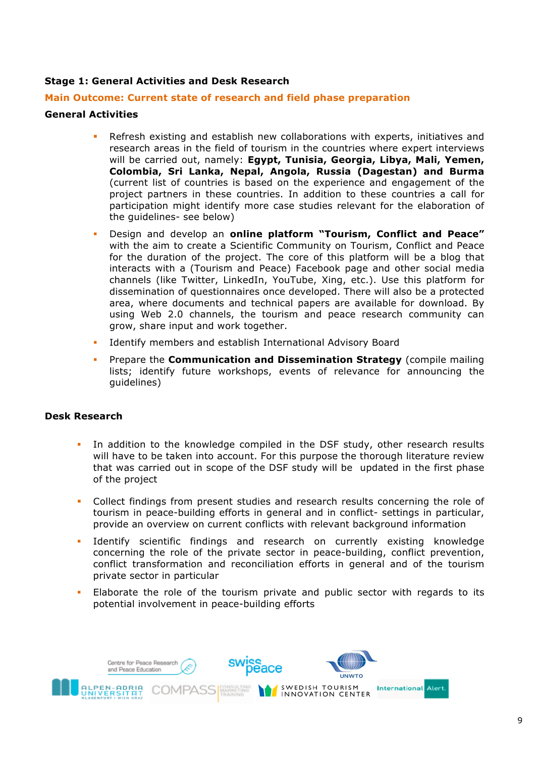**Stage 1: General Activities and Desk Research**

**Main Outcome: Current state of research and field phase preparation**

**General Activities**

- Refresh existing and establish new collaborations with experts, initiatives and research areas in the field of tourism in the countries where expert interviews will be carried out, namely: **Egypt, Tunisia, Georgia, Libya, Mali, Yemen, Colombia, Sri Lanka, Nepal, Angola, Russia (Dagestan) and Burma** (current list of countries is based on the experience and engagement of the project partners in these countries. In addition to these countries a call for participation might identify more case studies relevant for the elaboration of the guidelines- see below)
- Design and develop an **online platform "Tourism, Conflict and Peace"** with the aim to create a Scientific Community on Tourism, Conflict and Peace for the duration of the project. The core of this platform will be a blog that interacts with a (Tourism and Peace) Facebook page and other social media channels (like Twitter, LinkedIn, YouTube, Xing, etc.). Use this platform for dissemination of questionnaires once developed. There will also be a protected area, where documents and technical papers are available for download. By using Web 2.0 channels, the tourism and peace research community can grow, share input and work together.
- Identify members and establish International Advisory Board
- Prepare the **Communication and Dissemination Strategy** (compile mailing lists; identify future workshops, events of relevance for announcing the guidelines)

**Desk Research**

- In addition to the knowledge compiled in the DSF study, other research results will have to be taken into account. For this purpose the thorough literature review that was carried out in scope of the DSF study will be updated in the first phase of the project
- Collect findings from present studies and research results concerning the role of tourism in peace-building efforts in general and in conflict- settings in particular, provide an overview on current conflicts with relevant background information
- Identify scientific findings and research on currently existing knowledge concerning the role of the private sector in peace-building, conflict prevention, conflict transformation and reconciliation efforts in general and of the tourism private sector in particular
- Elaborate the role of the tourism private and public sector with regards to its potential involvement in peace-building efforts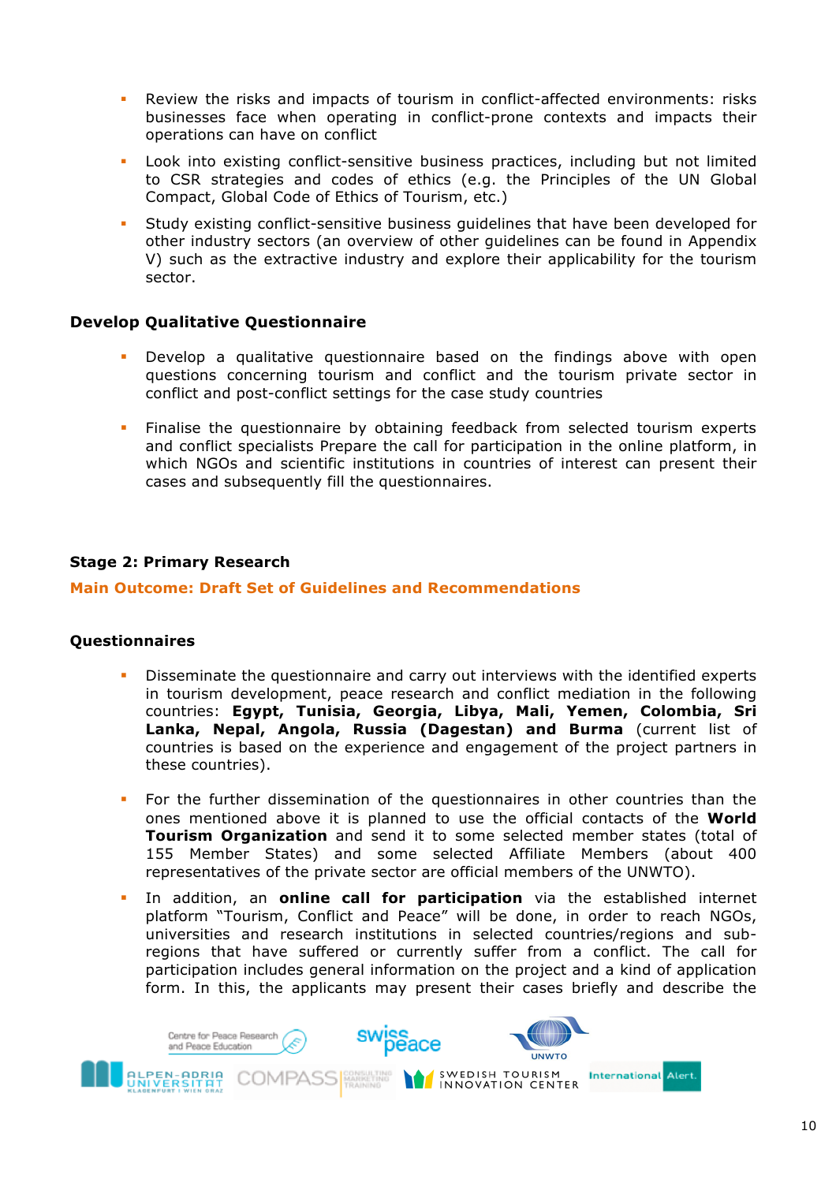- Review the risks and impacts of tourism in conflict-affected environments: risks businesses face when operating in conflict-prone contexts and impacts their operations can have on conflict
- Look into existing conflict-sensitive business practices, including but not limited to CSR strategies and codes of ethics (e.g. the Principles of the UN Global Compact, Global Code of Ethics of Tourism, etc.)
- Study existing conflict-sensitive business guidelines that have been developed for other industry sectors (an overview of other guidelines can be found in Appendix V) such as the extractive industry and explore their applicability for the tourism sector.

### Develop Qualitative Questionnaire

- Develop a qualitative questionnaire based on the findings above with open questions concerning tourism and conflict and the tourism private sector in conflict and post-conflict settings for the case study countries
- Finalise the questionnaire by obtaining feedback from selected tourism experts and conflict specialists Prepare the call for participation in the online platform, in which NGOs and scientific institutions in countries of interest can present their cases and subsequently fill the questionnaires.

## Stage 2: Primary Research

**Main Outcome: Draft Set of Guidelines and Recommendations**

### Questionnaires

- Disseminate the questionnaire and carry out interviews with the identified experts in tourism development, peace research and conflict mediation in the following countries: **Egypt, Tunisia, Georgia, Libya, Mali, Yemen, Colombia, Sri Lanka, Nepal, Angola, Russia (Dagestan) and Burma** (current list of countries is based on the experience and engagement of the project partners in these countries).
- For the further dissemination of the questionnaires in other countries than the ones mentioned above it is planned to use the official contacts of the **World Tourism Organization** and send it to some selected member states (total of 155 Member States) and some selected Affiliate Members (about 400 representatives of the private sector are official members of the UNWTO).
- In addition, an **online call for participation** via the established internet platform "Tourism, Conflict and Peace" will be done, in order to reach NGOs, universities and research institutions in selected countries/regions and sub-regions that have suffered or currently suffer from a conflict. The call for participation includes general information on the project and a kind of application form. In this, the applicants may present their cases briefly and describe the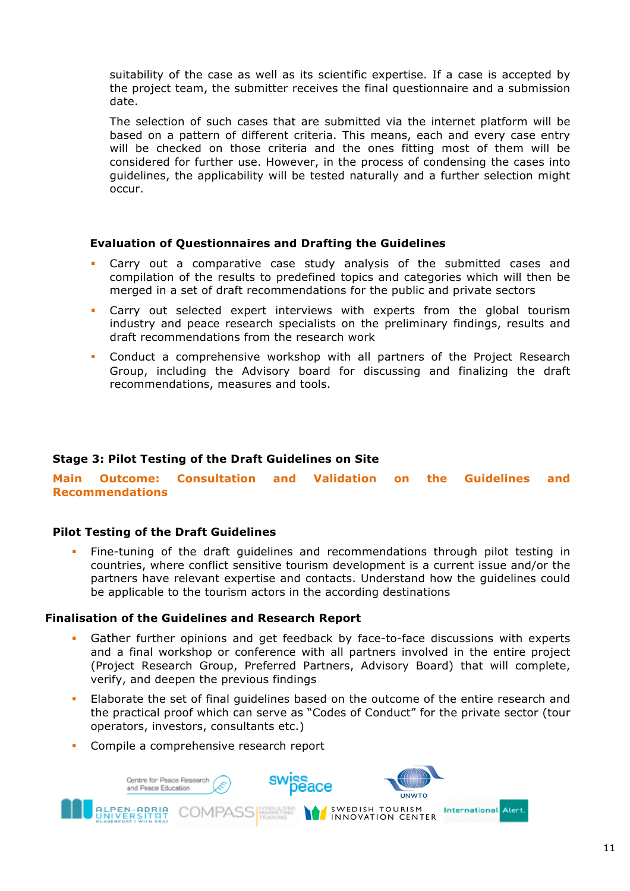suitability of the case as well as its scientific expertise. If a case is accepted by the project team, the submitter receives the final questionnaire and a submission date.

The selection of such cases that are submitted via the internet platform will be based on a pattern of different criteria. This means, each and every case entry will be checked on those criteria and the ones fitting most of them will be considered for further use. However, in the process of condensing the cases into guidelines, the applicability will be tested naturally and a further selection might occur.

### Evaluation of Questionnaires and Drafting the Guidelines

- Carry out a comparative case study analysis of the submitted cases and compilation of the results to predefined topics and categories which will then be merged in a set of draft recommendations for the public and private sectors
- Carry out selected expert interviews with experts from the global tourism industry and peace research specialists on the preliminary findings, results and draft recommendations from the research work
- Conduct a comprehensive workshop with all partners of the Project Research Group, including the Advisory board for discussing and finalizing the draft recommendations, measures and tools.

## Stage 3: Pilot Testing of the Draft Guidelines on Site

**Main Outcome: Consultation and Validation on the Guidelines and Recommendations**

### Pilot Testing of the Draft Guidelines

- Fine-tuning of the draft guidelines and recommendations through pilot testing in countries, where conflict sensitive tourism development is a current issue and/or the partners have relevant expertise and contacts. Understand how the guidelines could be applicable to the tourism actors in the according destinations

### Finalisation of the Guidelines and Research Report

- Gather further opinions and get feedback by face-to-face discussions with experts and a final workshop or conference with all partners involved in the entire project (Project Research Group, Preferred Partners, Advisory Board) that will complete, verify, and deepen the previous findings
- Elaborate the set of final guidelines based on the outcome of the entire research and the practical proof which can serve as "Codes of Conduct" for the private sector (tour operators, investors, consultants etc.)
- Compile a comprehensive research report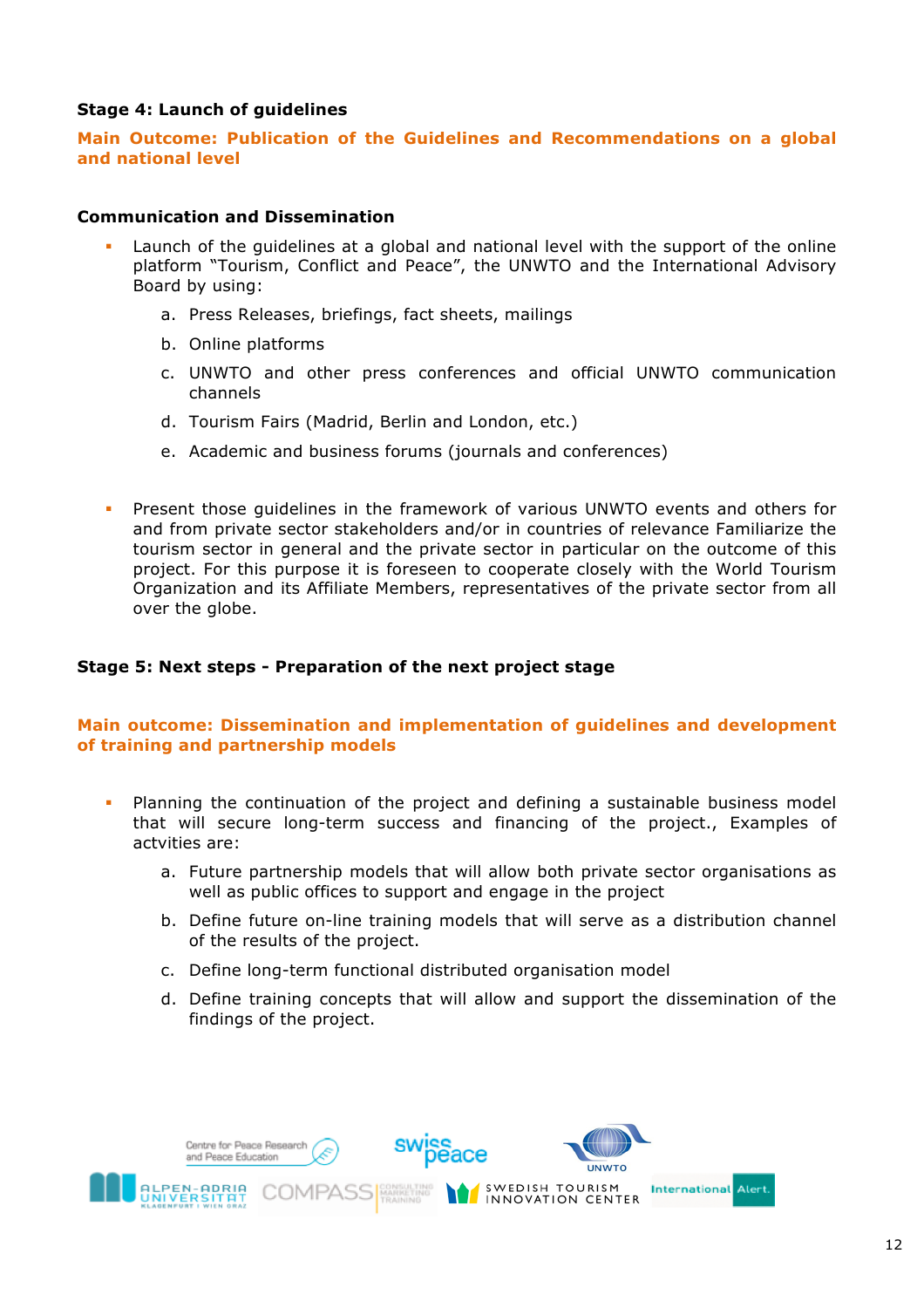**Stage 4: Launch of guidelines**

**Main Outcome: Publication of the Guidelines and Recommendations on a global and national level**

**Communication and Dissemination**

- Launch of the guidelines at a global and national level with the support of the online platform "Tourism, Conflict and Peace", the UNWTO and the International Advisory Board by using:
  a. Press Releases, briefings, fact sheets, mailings
  b. Online platforms
  c. UNWTO and other press conferences and official UNWTO communication channels
  d. Tourism Fairs (Madrid, Berlin and London, etc.)
  e. Academic and business forums (journals and conferences)

- Present those guidelines in the framework of various UNWTO events and others for and from private sector stakeholders and/or in countries of relevance Familiarize the tourism sector in general and the private sector in particular on the outcome of this project. For this purpose it is foreseen to cooperate closely with the World Tourism Organization and its Affiliate Members, representatives of the private sector from all over the globe.

**Stage 5: Next steps - Preparation of the next project stage**

**Main outcome: Dissemination and implementation of guidelines and development of training and partnership models**

- Planning the continuation of the project and defining a sustainable business model that will secure long-term success and financing of the project., Examples of actvities are:
  a. Future partnership models that will allow both private sector organisations as well as public offices to support and engage in the project
  b. Define future on-line training models that will serve as a distribution channel of the results of the project.
  c. Define long-term functional distributed organisation model
  d. Define training concepts that will allow and support the dissemination of the findings of the project.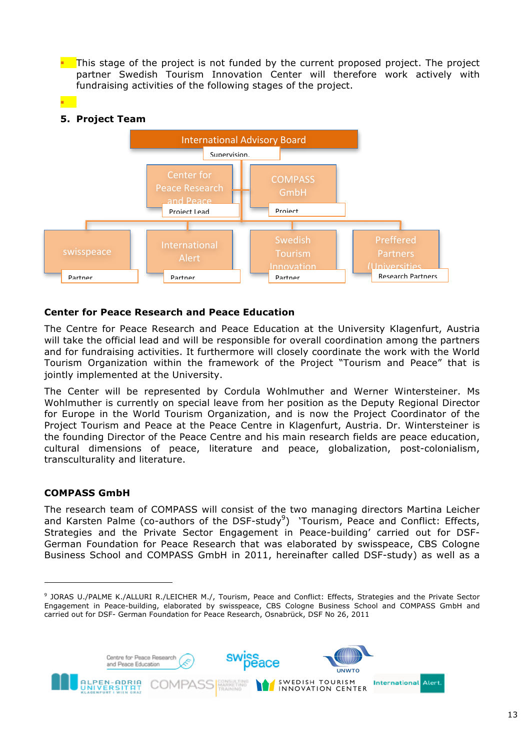- This stage of the project is not funded by the current proposed project. The project partner Swedish Tourism Innovation Center will therefore work actively with fundraising activities of the following stages of the project.

## 5. Project Team

International Advisory Board
Supervision.

Center for Peace Research and Peace — Project Lead

COMPASS GmbH — Project

swisspeace — Partner

International Alert — Partner

Swedish Tourism Innovation — Partner

Preffered Partners (Universities — Research Partners

### Center for Peace Research and Peace Education

The Centre for Peace Research and Peace Education at the University Klagenfurt, Austria will take the official lead and will be responsible for overall coordination among the partners and for fundraising activities. It furthermore will closely coordinate the work with the World Tourism Organization within the framework of the Project "Tourism and Peace" that is jointly implemented at the University.

The Center will be represented by Cordula Wohlmuther and Werner Wintersteiner. Ms Wohlmuther is currently on special leave from her position as the Deputy Regional Director for Europe in the World Tourism Organization, and is now the Project Coordinator of the Project Tourism and Peace at the Peace Centre in Klagenfurt, Austria. Dr. Wintersteiner is the founding Director of the Peace Centre and his main research fields are peace education, cultural dimensions of peace, literature and peace, globalization, post-colonialism, transculturality and literature.

### COMPASS GmbH

The research team of COMPASS will consist of the two managing directors Martina Leicher and Karsten Palme (co-authors of the DSF-study[9]) 'Tourism, Peace and Conflict: Effects, Strategies and the Private Sector Engagement in Peace-building' carried out for DSF-German Foundation for Peace Research that was elaborated by swisspeace, CBS Cologne Business School and COMPASS GmbH in 2011, hereinafter called DSF-study) as well as a

---

[9] JORAS U./PALME K./ALLURI R./LEICHER M./, Tourism, Peace and Conflict: Effects, Strategies and the Private Sector Engagement in Peace-building, elaborated by swisspeace, CBS Cologne Business School and COMPASS GmbH and carried out for DSF- German Foundation for Peace Research, Osnabrück, DSF No 26, 2011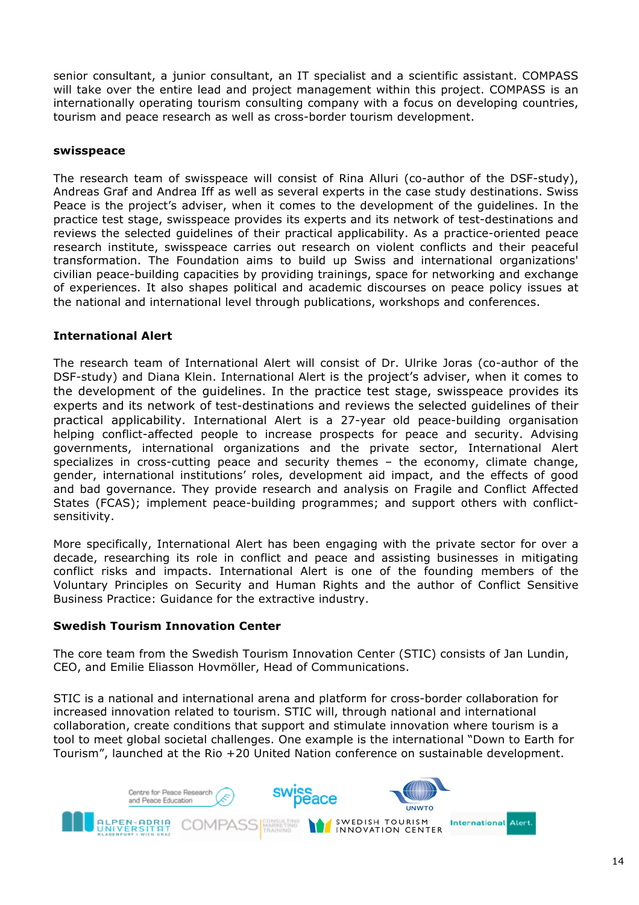senior consultant, a junior consultant, an IT specialist and a scientific assistant. COMPASS will take over the entire lead and project management within this project. COMPASS is an internationally operating tourism consulting company with a focus on developing countries, tourism and peace research as well as cross-border tourism development.

**swisspeace**

The research team of swisspeace will consist of Rina Alluri (co-author of the DSF-study), Andreas Graf and Andrea Iff as well as several experts in the case study destinations. Swiss Peace is the project's adviser, when it comes to the development of the guidelines. In the practice test stage, swisspeace provides its experts and its network of test-destinations and reviews the selected guidelines of their practical applicability. As a practice-oriented peace research institute, swisspeace carries out research on violent conflicts and their peaceful transformation. The Foundation aims to build up Swiss and international organizations' civilian peace-building capacities by providing trainings, space for networking and exchange of experiences. It also shapes political and academic discourses on peace policy issues at the national and international level through publications, workshops and conferences.

**International Alert**

The research team of International Alert will consist of Dr. Ulrike Joras (co-author of the DSF-study) and Diana Klein. International Alert is the project's adviser, when it comes to the development of the guidelines. In the practice test stage, swisspeace provides its experts and its network of test-destinations and reviews the selected guidelines of their practical applicability. International Alert is a 27-year old peace-building organisation helping conflict-affected people to increase prospects for peace and security. Advising governments, international organizations and the private sector, International Alert specializes in cross-cutting peace and security themes – the economy, climate change, gender, international institutions' roles, development aid impact, and the effects of good and bad governance. They provide research and analysis on Fragile and Conflict Affected States (FCAS); implement peace-building programmes; and support others with conflict-sensitivity.

More specifically, International Alert has been engaging with the private sector for over a decade, researching its role in conflict and peace and assisting businesses in mitigating conflict risks and impacts. International Alert is one of the founding members of the Voluntary Principles on Security and Human Rights and the author of Conflict Sensitive Business Practice: Guidance for the extractive industry.

**Swedish Tourism Innovation Center**

The core team from the Swedish Tourism Innovation Center (STIC) consists of Jan Lundin, CEO, and Emilie Eliasson Hovmöller, Head of Communications.

STIC is a national and international arena and platform for cross-border collaboration for increased innovation related to tourism. STIC will, through national and international collaboration, create conditions that support and stimulate innovation where tourism is a tool to meet global societal challenges. One example is the international "Down to Earth for Tourism", launched at the Rio +20 United Nation conference on sustainable development.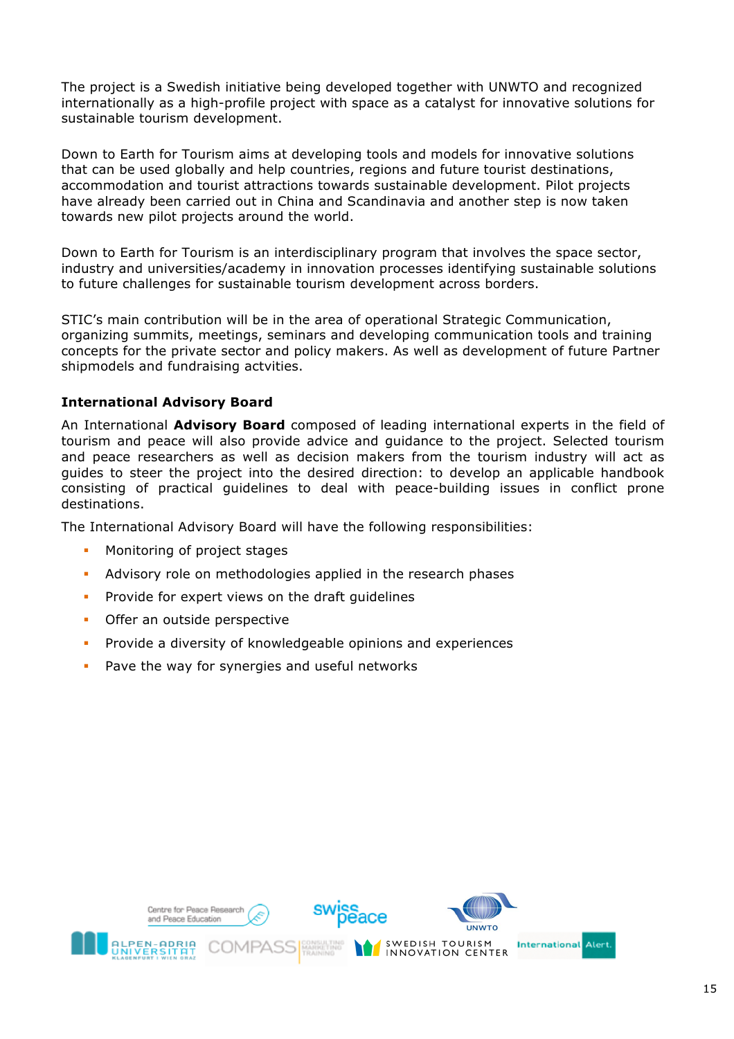The project is a Swedish initiative being developed together with UNWTO and recognized internationally as a high-profile project with space as a catalyst for innovative solutions for sustainable tourism development.

Down to Earth for Tourism aims at developing tools and models for innovative solutions that can be used globally and help countries, regions and future tourist destinations, accommodation and tourist attractions towards sustainable development. Pilot projects have already been carried out in China and Scandinavia and another step is now taken towards new pilot projects around the world.

Down to Earth for Tourism is an interdisciplinary program that involves the space sector, industry and universities/academy in innovation processes identifying sustainable solutions to future challenges for sustainable tourism development across borders.

STIC's main contribution will be in the area of operational Strategic Communication, organizing summits, meetings, seminars and developing communication tools and training concepts for the private sector and policy makers. As well as development of future Partner shipmodels and fundraising actvities.

### International Advisory Board

An International **Advisory Board** composed of leading international experts in the field of tourism and peace will also provide advice and guidance to the project. Selected tourism and peace researchers as well as decision makers from the tourism industry will act as guides to steer the project into the desired direction: to develop an applicable handbook consisting of practical guidelines to deal with peace-building issues in conflict prone destinations.

The International Advisory Board will have the following responsibilities:

- Monitoring of project stages
- Advisory role on methodologies applied in the research phases
- Provide for expert views on the draft guidelines
- Offer an outside perspective
- Provide a diversity of knowledgeable opinions and experiences
- Pave the way for synergies and useful networks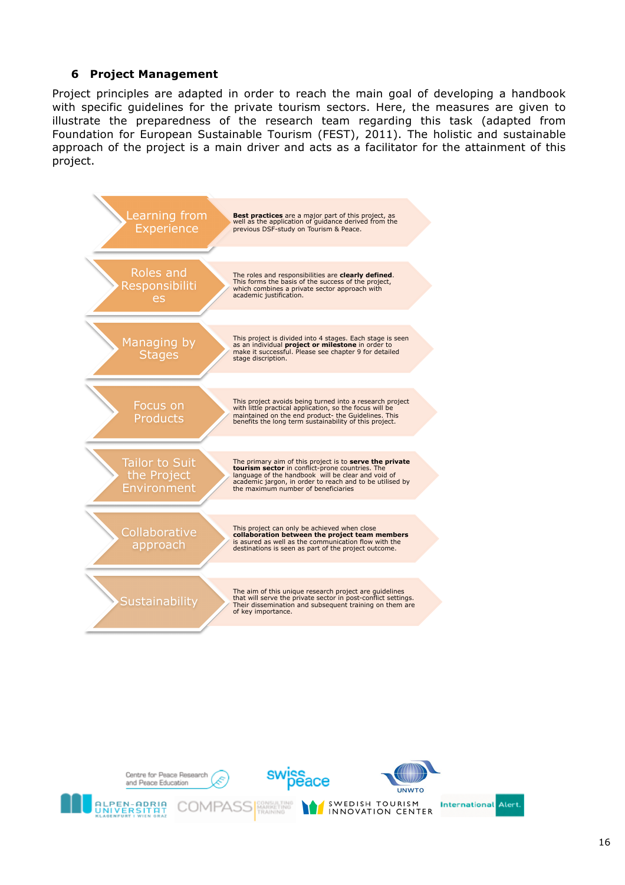## 6 Project Management

Project principles are adapted in order to reach the main goal of developing a handbook with specific guidelines for the private tourism sectors. Here, the measures are given to illustrate the preparedness of the research team regarding this task (adapted from Foundation for European Sustainable Tourism (FEST), 2011). The holistic and sustainable approach of the project is a main driver and acts as a facilitator for the attainment of this project.

| | |
|---|---|
| Learning from Experience | **Best practices** are a major part of this project, as well as the application of guidance derived from the previous DSF-study on Tourism & Peace. |
| Roles and Responsibilities | The roles and responsibilities are **clearly defined**. This forms the basis of the success of the project, which combines a private sector approach with academic justification. |
| Managing by Stages | This project is divided into 4 stages. Each stage is seen as an individual **project or milestone** in order to make it successful. Please see chapter 9 for detailed stage discription. |
| Focus on Products | This project avoids being turned into a research project with little practical application, so the focus will be maintained on the end product- the Guidelines. This benefits the long term sustainability of this project. |
| Tailor to Suit the Project Environment | The primary aim of this project is to **serve the private tourism sector** in conflict-prone countries. The language of the handbook will be clear and void of academic jargon, in order to reach and to be utilised by the maximum number of beneficiaries |
| Collaborative approach | This project can only be achieved when close **collaboration between the project team members** is asured as well as the communication flow with the destinations is seen as part of the project outcome. |
| Sustainability | The aim of this unique research project are guidelines that will serve the private sector in post-conflict settings. Their dissemination and subsequent training on them are of key importance. |

Centre for Peace Research and Peace Education | swisspeace | UNWTO | Alpen-Adria Universität Klagenfurt \| Wien Graz | COMPASS Consulting Marketing Training | Swedish Tourism Innovation Center | International Alert.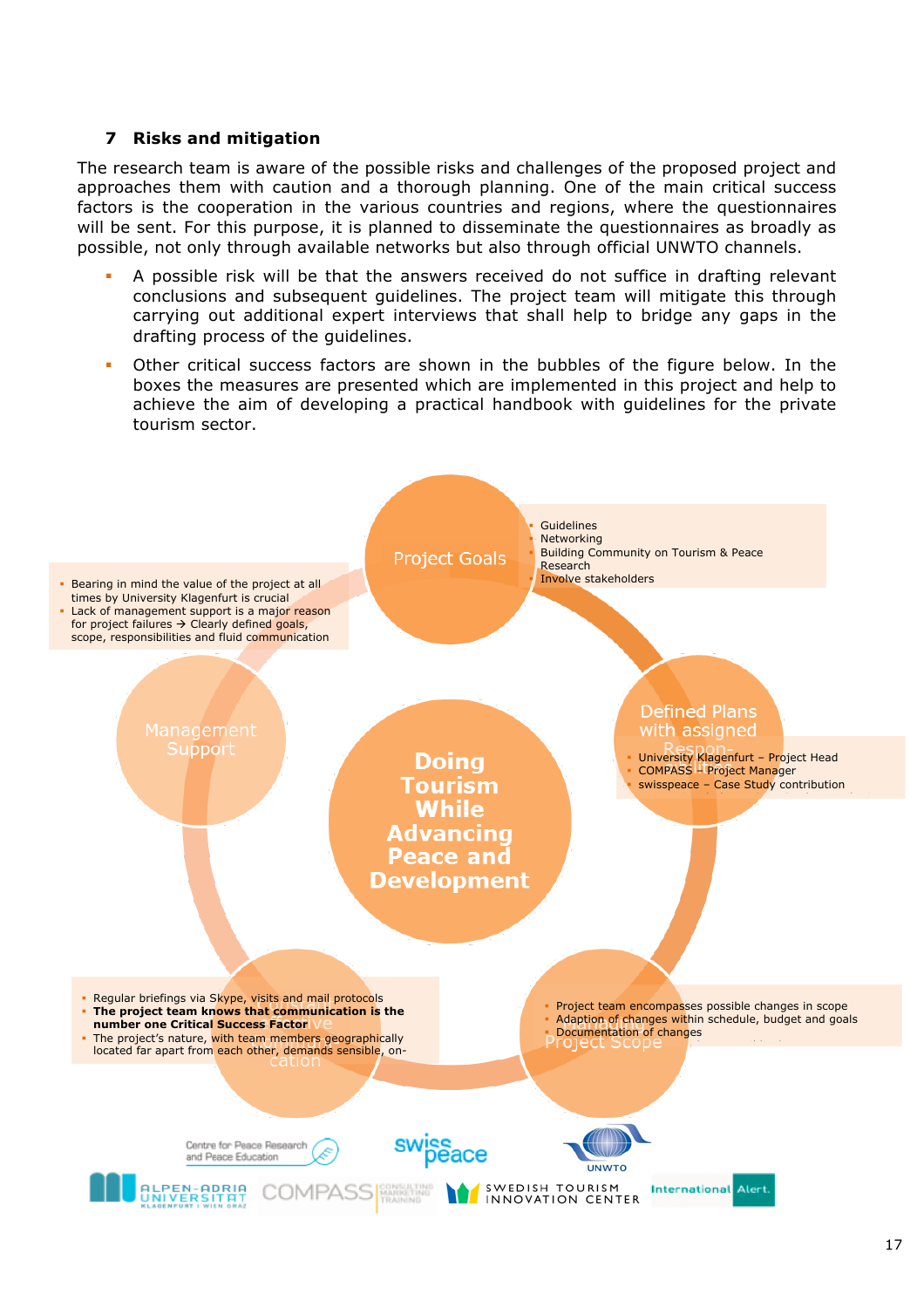## 7 Risks and mitigation

The research team is aware of the possible risks and challenges of the proposed project and approaches them with caution and a thorough planning. One of the main critical success factors is the cooperation in the various countries and regions, where the questionnaires will be sent. For this purpose, it is planned to disseminate the questionnaires as broadly as possible, not only through available networks but also through official UNWTO channels.

- A possible risk will be that the answers received do not suffice in drafting relevant conclusions and subsequent guidelines. The project team will mitigate this through carrying out additional expert interviews that shall help to bridge any gaps in the drafting process of the guidelines.
- Other critical success factors are shown in the bubbles of the figure below. In the boxes the measures are presented which are implemented in this project and help to achieve the aim of developing a practical handbook with guidelines for the private tourism sector.

**Doing Tourism While Advancing Peace and Development**

Project Goals
- Guidelines
- Networking
- Building Community on Tourism & Peace Research
- Involve stakeholders

Defined Plans with assigned Responsibilities
- University Klagenfurt – Project Head
- COMPASS – Project Manager
- swisspeace – Case Study contribution

Project Scope
- Project team encompasses possible changes in scope
- Adaption of changes within schedule, budget and goals
- Documentation of changes

Effective Communication
- Regular briefings via Skype, visits and mail protocols
- **The project team knows that communication is the number one Critical Success Factor**
- The project's nature, with team members geographically located far apart from each other, demands sensible, on-

Management Support
- Bearing in mind the value of the project at all times by University Klagenfurt is crucial
- Lack of management support is a major reason for project failures → Clearly defined goals, scope, responsibilities and fluid communication

Centre for Peace Research and Peace Education · swisspeace · UNWTO · Alpen-Adria Universität Klagenfurt | Wien Graz · COMPASS Consulting Marketing Training · Swedish Tourism Innovation Center · International Alert.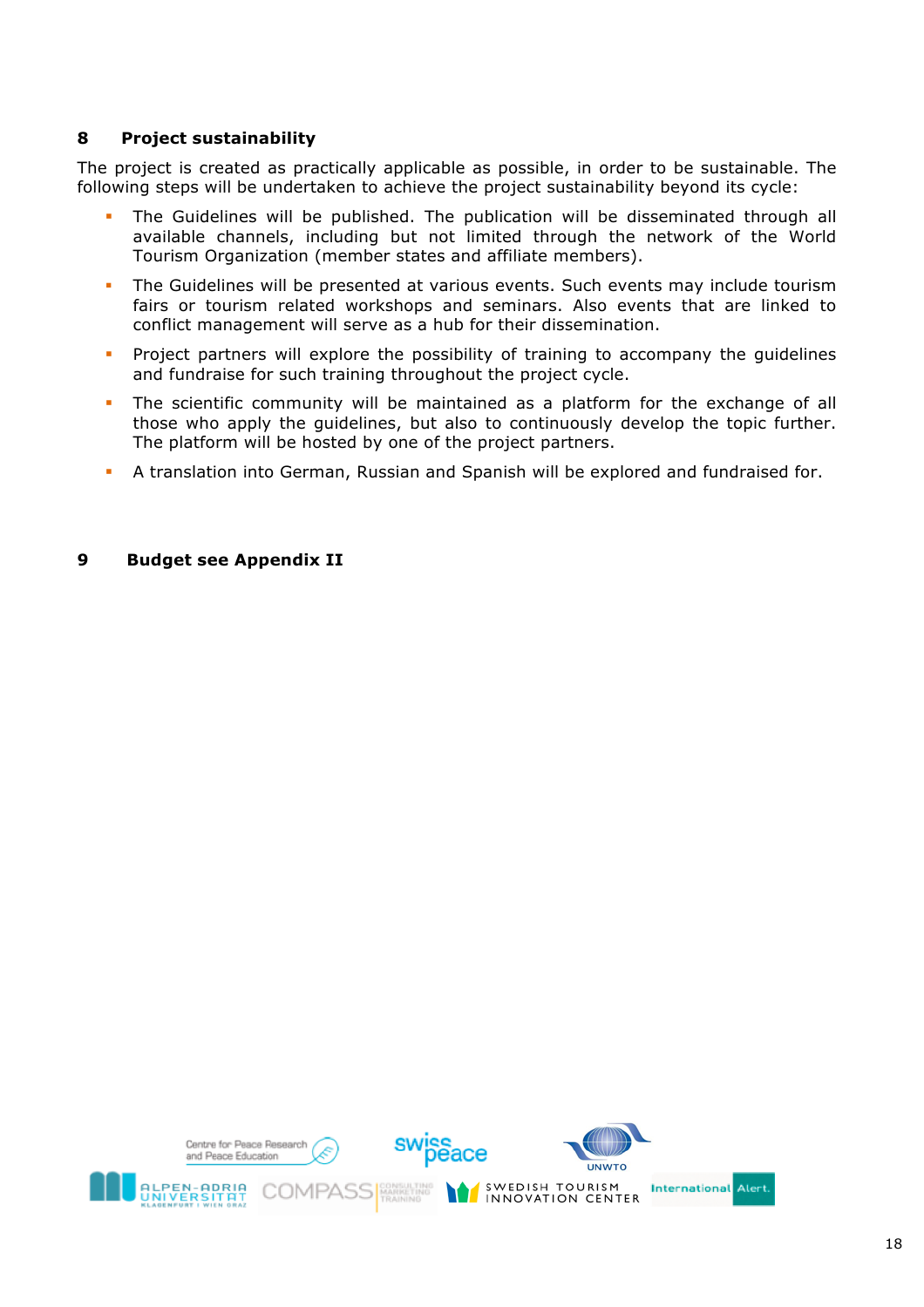## 8 Project sustainability

The project is created as practically applicable as possible, in order to be sustainable. The following steps will be undertaken to achieve the project sustainability beyond its cycle:

- The Guidelines will be published. The publication will be disseminated through all available channels, including but not limited through the network of the World Tourism Organization (member states and affiliate members).
- The Guidelines will be presented at various events. Such events may include tourism fairs or tourism related workshops and seminars. Also events that are linked to conflict management will serve as a hub for their dissemination.
- Project partners will explore the possibility of training to accompany the guidelines and fundraise for such training throughout the project cycle.
- The scientific community will be maintained as a platform for the exchange of all those who apply the guidelines, but also to continuously develop the topic further. The platform will be hosted by one of the project partners.
- A translation into German, Russian and Spanish will be explored and fundraised for.

## 9 Budget see Appendix II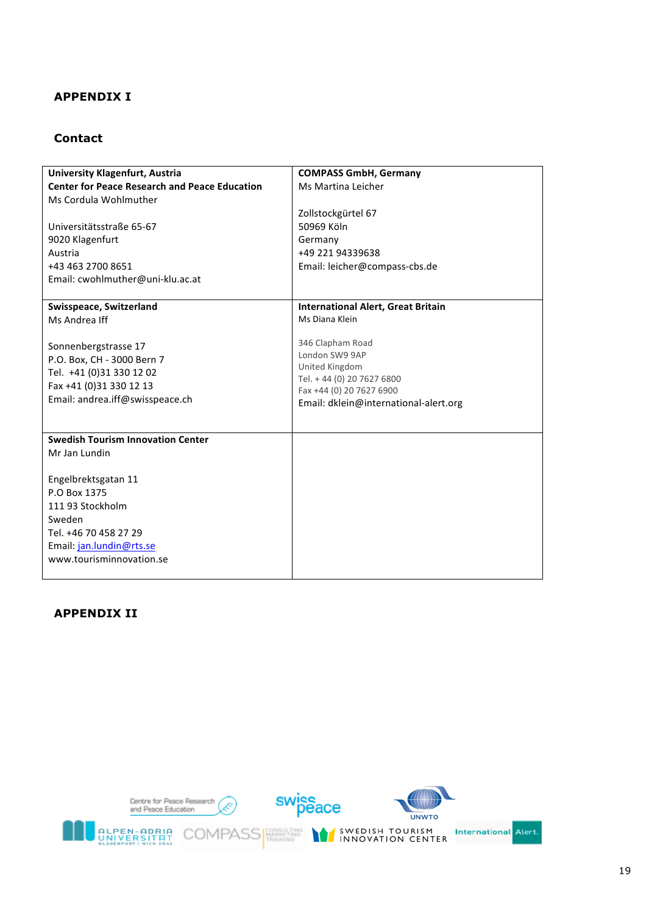## APPENDIX I

### Contact

| | |
|---|---|
| **University Klagenfurt, Austria**<br>**Center for Peace Research and Peace Education**<br>Ms Cordula Wohlmuther<br><br>Universitätsstraße 65-67<br>9020 Klagenfurt<br>Austria<br>+43 463 2700 8651<br>Email: cwohlmuther@uni-klu.ac.at | **COMPASS GmbH, Germany**<br>Ms Martina Leicher<br><br>Zollstockgürtel 67<br>50969 Köln<br>Germany<br>+49 221 94339638<br>Email: leicher@compass-cbs.de |
| **Swisspeace, Switzerland**<br>Ms Andrea Iff<br><br>Sonnenbergstrasse 17<br>P.O. Box, CH - 3000 Bern 7<br>Tel. +41 (0)31 330 12 02<br>Fax +41 (0)31 330 12 13<br>Email: andrea.iff@swisspeace.ch | **International Alert, Great Britain**<br>Ms Diana Klein<br><br>346 Clapham Road<br>London SW9 9AP<br>United Kingdom<br>Tel. + 44 (0) 20 7627 6800<br>Fax +44 (0) 20 7627 6900<br>Email: dklein@international-alert.org |
| **Swedish Tourism Innovation Center**<br>Mr Jan Lundin<br><br>Engelbrektsgatan 11<br>P.O Box 1375<br>111 93 Stockholm<br>Sweden<br>Tel. +46 70 458 27 29<br>Email: jan.lundin@rts.se<br>www.tourisminnovation.se | |

## APPENDIX II

Centre for Peace Research and Peace Education

swisspeace

UNWTO

ALPEN-ADRIA UNIVERSITÄT KLAGENFURT I WIEN GRAZ

COMPASS CONSULTING MARKETING TRAINING

SWEDISH TOURISM INNOVATION CENTER

International Alert.